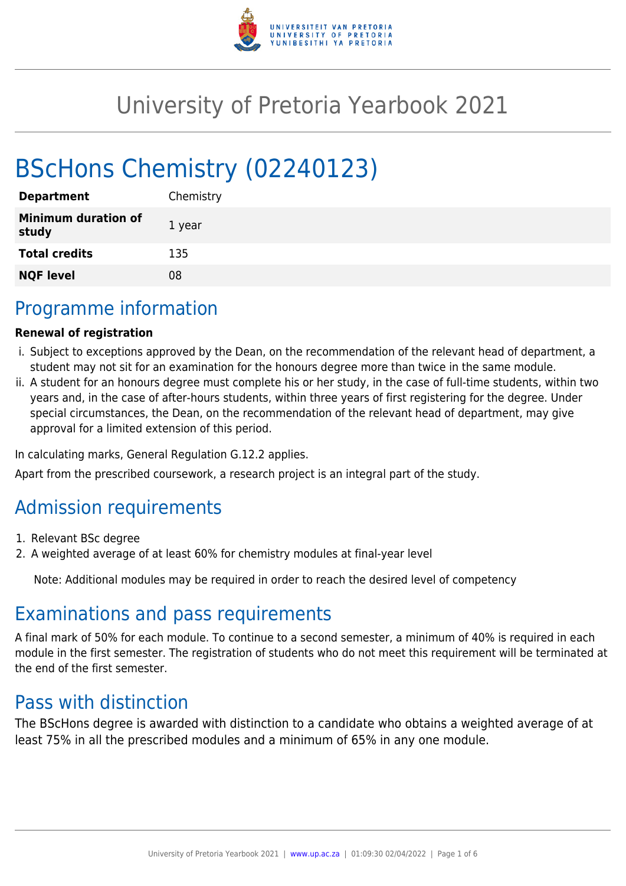# University of Pretoria Yearbook 2021

# BScHons Chemistry (02240123)

| | |
|---|---|
| **Department** | Chemistry |
| **Minimum duration of study** | 1 year |
| **Total credits** | 135 |
| **NQF level** | 08 |

## Programme information

**Renewal of registration**

i. Subject to exceptions approved by the Dean, on the recommendation of the relevant head of department, a student may not sit for an examination for the honours degree more than twice in the same module.
ii. A student for an honours degree must complete his or her study, in the case of full-time students, within two years and, in the case of after-hours students, within three years of first registering for the degree. Under special circumstances, the Dean, on the recommendation of the relevant head of department, may give approval for a limited extension of this period.

In calculating marks, General Regulation G.12.2 applies.

Apart from the prescribed coursework, a research project is an integral part of the study.

## Admission requirements

1. Relevant BSc degree
2. A weighted average of at least 60% for chemistry modules at final-year level

   Note: Additional modules may be required in order to reach the desired level of competency

## Examinations and pass requirements

A final mark of 50% for each module. To continue to a second semester, a minimum of 40% is required in each module in the first semester. The registration of students who do not meet this requirement will be terminated at the end of the first semester.

## Pass with distinction

The BScHons degree is awarded with distinction to a candidate who obtains a weighted average of at least 75% in all the prescribed modules and a minimum of 65% in any one module.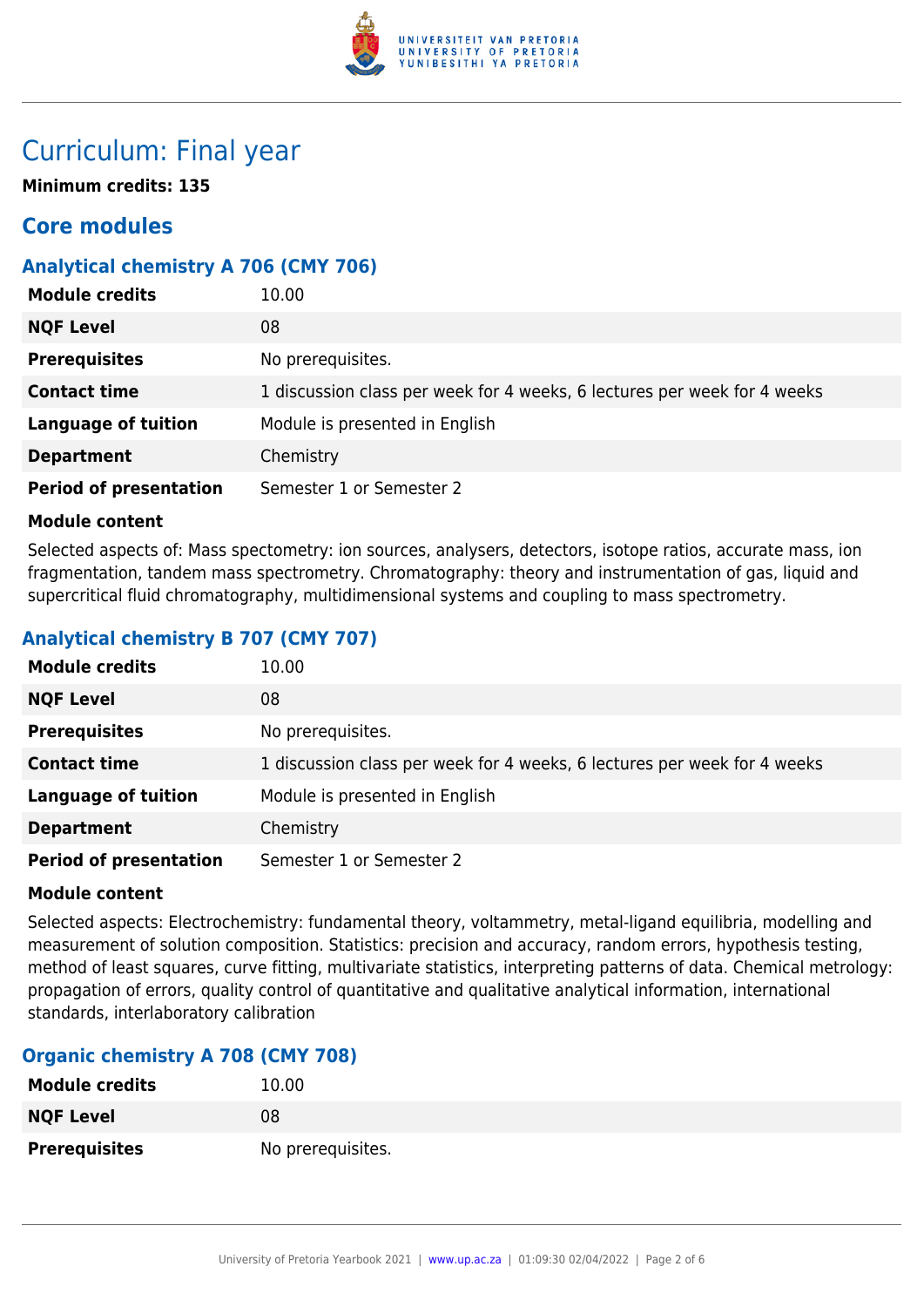# Curriculum: Final year

**Minimum credits: 135**

## Core modules

### Analytical chemistry A 706 (CMY 706)

| | |
|---|---|
| **Module credits** | 10.00 |
| **NQF Level** | 08 |
| **Prerequisites** | No prerequisites. |
| **Contact time** | 1 discussion class per week for 4 weeks, 6 lectures per week for 4 weeks |
| **Language of tuition** | Module is presented in English |
| **Department** | Chemistry |
| **Period of presentation** | Semester 1 or Semester 2 |

**Module content**

Selected aspects of: Mass spectometry: ion sources, analysers, detectors, isotope ratios, accurate mass, ion fragmentation, tandem mass spectrometry. Chromatography: theory and instrumentation of gas, liquid and supercritical fluid chromatography, multidimensional systems and coupling to mass spectrometry.

### Analytical chemistry B 707 (CMY 707)

| | |
|---|---|
| **Module credits** | 10.00 |
| **NQF Level** | 08 |
| **Prerequisites** | No prerequisites. |
| **Contact time** | 1 discussion class per week for 4 weeks, 6 lectures per week for 4 weeks |
| **Language of tuition** | Module is presented in English |
| **Department** | Chemistry |
| **Period of presentation** | Semester 1 or Semester 2 |

**Module content**

Selected aspects: Electrochemistry: fundamental theory, voltammetry, metal-ligand equilibria, modelling and measurement of solution composition. Statistics: precision and accuracy, random errors, hypothesis testing, method of least squares, curve fitting, multivariate statistics, interpreting patterns of data. Chemical metrology: propagation of errors, quality control of quantitative and qualitative analytical information, international standards, interlaboratory calibration

### Organic chemistry A 708 (CMY 708)

| | |
|---|---|
| **Module credits** | 10.00 |
| **NQF Level** | 08 |
| **Prerequisites** | No prerequisites. |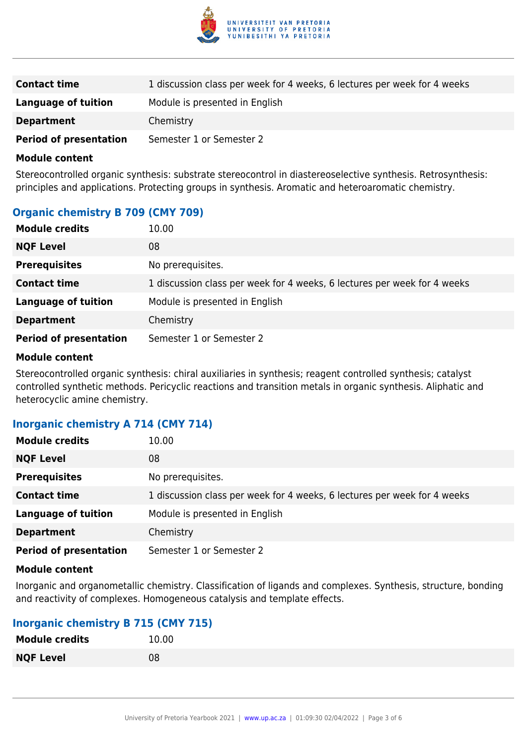| | |
|---|---|
| **Contact time** | 1 discussion class per week for 4 weeks, 6 lectures per week for 4 weeks |
| **Language of tuition** | Module is presented in English |
| **Department** | Chemistry |
| **Period of presentation** | Semester 1 or Semester 2 |

**Module content**

Stereocontrolled organic synthesis: substrate stereocontrol in diastereoselective synthesis. Retrosynthesis: principles and applications. Protecting groups in synthesis. Aromatic and heteroaromatic chemistry.

### Organic chemistry B 709 (CMY 709)

| | |
|---|---|
| **Module credits** | 10.00 |
| **NQF Level** | 08 |
| **Prerequisites** | No prerequisites. |
| **Contact time** | 1 discussion class per week for 4 weeks, 6 lectures per week for 4 weeks |
| **Language of tuition** | Module is presented in English |
| **Department** | Chemistry |
| **Period of presentation** | Semester 1 or Semester 2 |

**Module content**

Stereocontrolled organic synthesis: chiral auxiliaries in synthesis; reagent controlled synthesis; catalyst controlled synthetic methods. Pericyclic reactions and transition metals in organic synthesis. Aliphatic and heterocyclic amine chemistry.

### Inorganic chemistry A 714 (CMY 714)

| | |
|---|---|
| **Module credits** | 10.00 |
| **NQF Level** | 08 |
| **Prerequisites** | No prerequisites. |
| **Contact time** | 1 discussion class per week for 4 weeks, 6 lectures per week for 4 weeks |
| **Language of tuition** | Module is presented in English |
| **Department** | Chemistry |
| **Period of presentation** | Semester 1 or Semester 2 |

**Module content**

Inorganic and organometallic chemistry. Classification of ligands and complexes. Synthesis, structure, bonding and reactivity of complexes. Homogeneous catalysis and template effects.

### Inorganic chemistry B 715 (CMY 715)

| | |
|---|---|
| **Module credits** | 10.00 |
| **NQF Level** | 08 |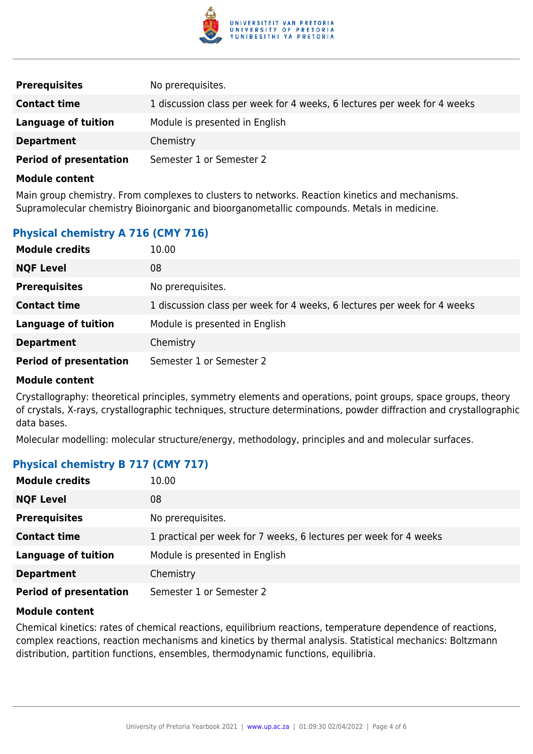| | |
|---|---|
| **Prerequisites** | No prerequisites. |
| **Contact time** | 1 discussion class per week for 4 weeks, 6 lectures per week for 4 weeks |
| **Language of tuition** | Module is presented in English |
| **Department** | Chemistry |
| **Period of presentation** | Semester 1 or Semester 2 |

**Module content**

Main group chemistry. From complexes to clusters to networks. Reaction kinetics and mechanisms. Supramolecular chemistry Bioinorganic and bioorganometallic compounds. Metals in medicine.

### Physical chemistry A 716 (CMY 716)

| | |
|---|---|
| **Module credits** | 10.00 |
| **NQF Level** | 08 |
| **Prerequisites** | No prerequisites. |
| **Contact time** | 1 discussion class per week for 4 weeks, 6 lectures per week for 4 weeks |
| **Language of tuition** | Module is presented in English |
| **Department** | Chemistry |
| **Period of presentation** | Semester 1 or Semester 2 |

**Module content**

Crystallography: theoretical principles, symmetry elements and operations, point groups, space groups, theory of crystals, X-rays, crystallographic techniques, structure determinations, powder diffraction and crystallographic data bases.

Molecular modelling: molecular structure/energy, methodology, principles and and molecular surfaces.

### Physical chemistry B 717 (CMY 717)

| | |
|---|---|
| **Module credits** | 10.00 |
| **NQF Level** | 08 |
| **Prerequisites** | No prerequisites. |
| **Contact time** | 1 practical per week for 7 weeks, 6 lectures per week for 4 weeks |
| **Language of tuition** | Module is presented in English |
| **Department** | Chemistry |
| **Period of presentation** | Semester 1 or Semester 2 |

**Module content**

Chemical kinetics: rates of chemical reactions, equilibrium reactions, temperature dependence of reactions, complex reactions, reaction mechanisms and kinetics by thermal analysis. Statistical mechanics: Boltzmann distribution, partition functions, ensembles, thermodynamic functions, equilibria.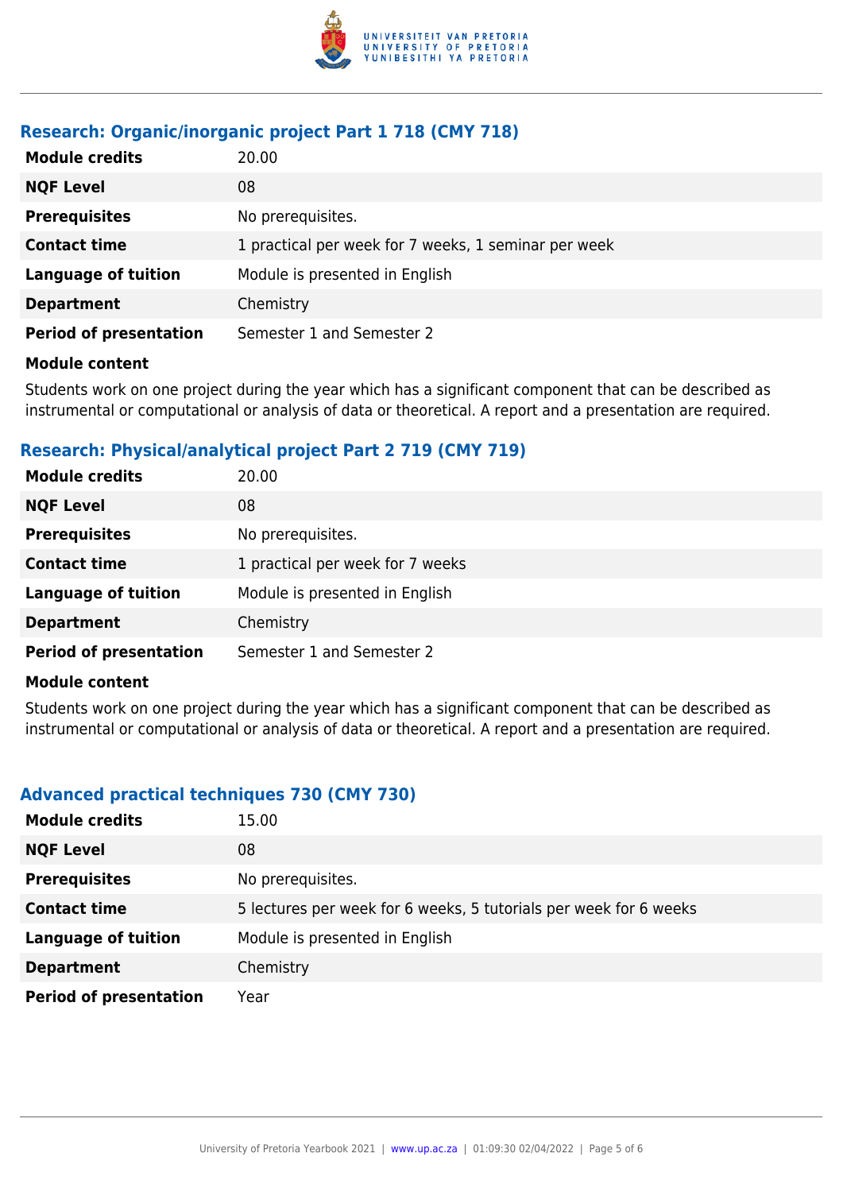### Research: Organic/inorganic project Part 1 718 (CMY 718)

| | |
|---|---|
| **Module credits** | 20.00 |
| **NQF Level** | 08 |
| **Prerequisites** | No prerequisites. |
| **Contact time** | 1 practical per week for 7 weeks, 1 seminar per week |
| **Language of tuition** | Module is presented in English |
| **Department** | Chemistry |
| **Period of presentation** | Semester 1 and Semester 2 |

**Module content**

Students work on one project during the year which has a significant component that can be described as instrumental or computational or analysis of data or theoretical. A report and a presentation are required.

### Research: Physical/analytical project Part 2 719 (CMY 719)

| | |
|---|---|
| **Module credits** | 20.00 |
| **NQF Level** | 08 |
| **Prerequisites** | No prerequisites. |
| **Contact time** | 1 practical per week for 7 weeks |
| **Language of tuition** | Module is presented in English |
| **Department** | Chemistry |
| **Period of presentation** | Semester 1 and Semester 2 |

**Module content**

Students work on one project during the year which has a significant component that can be described as instrumental or computational or analysis of data or theoretical. A report and a presentation are required.

### Advanced practical techniques 730 (CMY 730)

| | |
|---|---|
| **Module credits** | 15.00 |
| **NQF Level** | 08 |
| **Prerequisites** | No prerequisites. |
| **Contact time** | 5 lectures per week for 6 weeks, 5 tutorials per week for 6 weeks |
| **Language of tuition** | Module is presented in English |
| **Department** | Chemistry |
| **Period of presentation** | Year |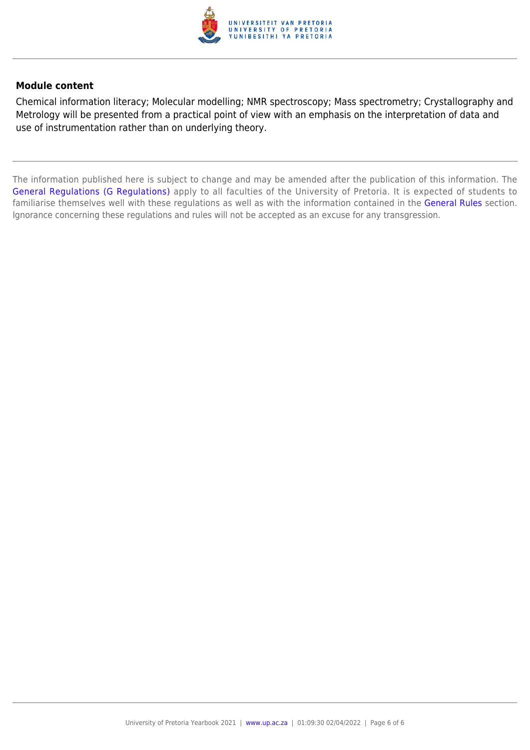### Module content

Chemical information literacy; Molecular modelling; NMR spectroscopy; Mass spectrometry; Crystallography and Metrology will be presented from a practical point of view with an emphasis on the interpretation of data and use of instrumentation rather than on underlying theory.

The information published here is subject to change and may be amended after the publication of this information. The General Regulations (G Regulations) apply to all faculties of the University of Pretoria. It is expected of students to familiarise themselves well with these regulations as well as with the information contained in the General Rules section. Ignorance concerning these regulations and rules will not be accepted as an excuse for any transgression.